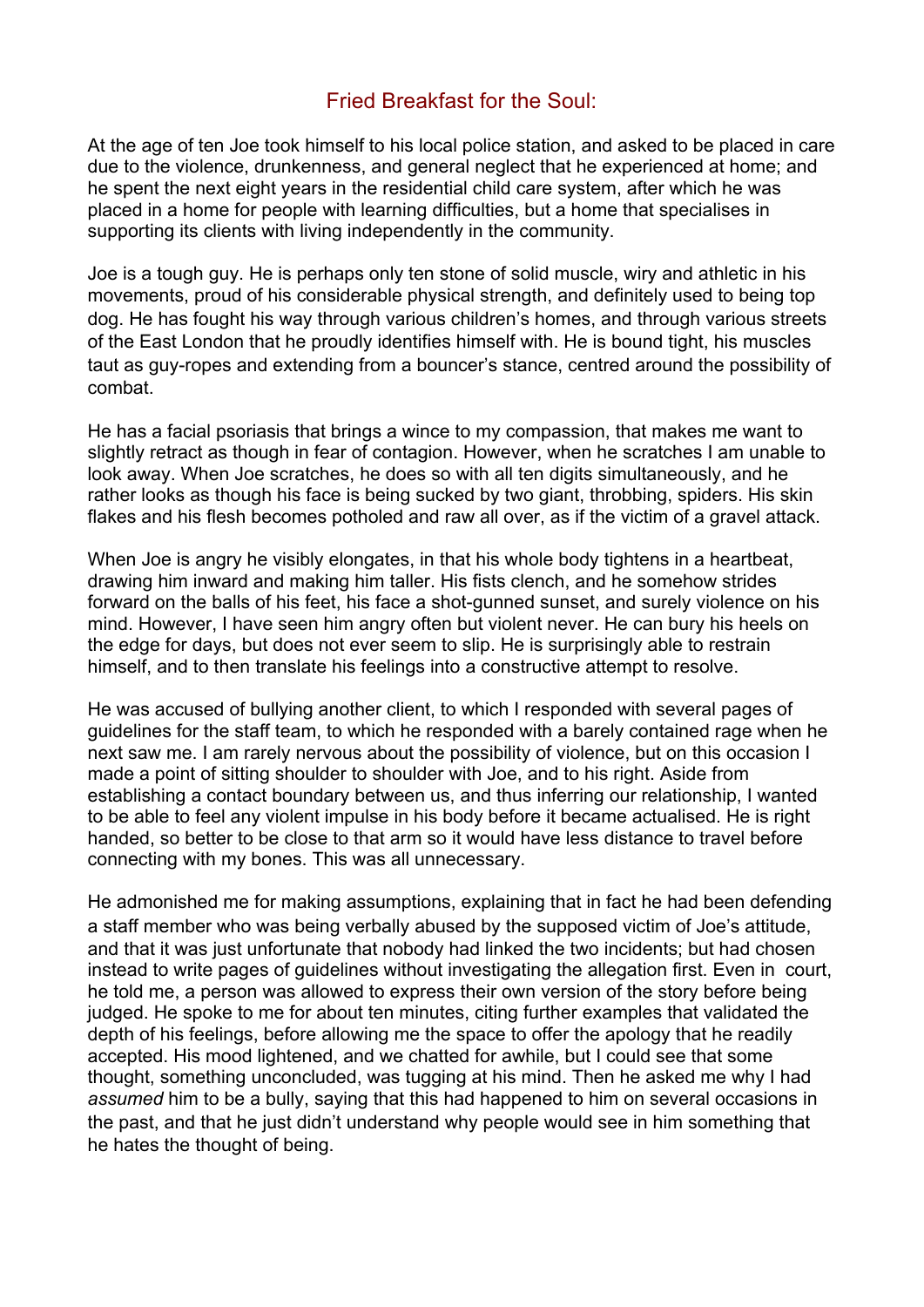# Fried Breakfast for the Soul:

At the age of ten Joe took himself to his local police station, and asked to be placed in care due to the violence, drunkenness, and general neglect that he experienced at home; and he spent the next eight years in the residential child care system, after which he was placed in a home for people with learning difficulties, but a home that specialises in supporting its clients with living independently in the community.

Joe is a tough guy. He is perhaps only ten stone of solid muscle, wiry and athletic in his movements, proud of his considerable physical strength, and definitely used to being top dog. He has fought his way through various children's homes, and through various streets of the East London that he proudly identifies himself with. He is bound tight, his muscles taut as guy-ropes and extending from a bouncer's stance, centred around the possibility of combat.

He has a facial psoriasis that brings a wince to my compassion, that makes me want to slightly retract as though in fear of contagion. However, when he scratches I am unable to look away. When Joe scratches, he does so with all ten digits simultaneously, and he rather looks as though his face is being sucked by two giant, throbbing, spiders. His skin flakes and his flesh becomes potholed and raw all over, as if the victim of a gravel attack.

When Joe is angry he visibly elongates, in that his whole body tightens in a heartbeat, drawing him inward and making him taller. His fists clench, and he somehow strides forward on the balls of his feet, his face a shot-gunned sunset, and surely violence on his mind. However, I have seen him angry often but violent never. He can bury his heels on the edge for days, but does not ever seem to slip. He is surprisingly able to restrain himself, and to then translate his feelings into a constructive attempt to resolve.

He was accused of bullying another client, to which I responded with several pages of guidelines for the staff team, to which he responded with a barely contained rage when he next saw me. I am rarely nervous about the possibility of violence, but on this occasion I made a point of sitting shoulder to shoulder with Joe, and to his right. Aside from establishing a contact boundary between us, and thus inferring our relationship, I wanted to be able to feel any violent impulse in his body before it became actualised. He is right handed, so better to be close to that arm so it would have less distance to travel before connecting with my bones. This was all unnecessary.

He admonished me for making assumptions, explaining that in fact he had been defending a staff member who was being verbally abused by the supposed victim of Joe's attitude, and that it was just unfortunate that nobody had linked the two incidents; but had chosen instead to write pages of guidelines without investigating the allegation first. Even in court, he told me, a person was allowed to express their own version of the story before being judged. He spoke to me for about ten minutes, citing further examples that validated the depth of his feelings, before allowing me the space to offer the apology that he readily accepted. His mood lightened, and we chatted for awhile, but I could see that some thought, something unconcluded, was tugging at his mind. Then he asked me why I had *assumed* him to be a bully, saying that this had happened to him on several occasions in the past, and that he just didn't understand why people would see in him something that he hates the thought of being.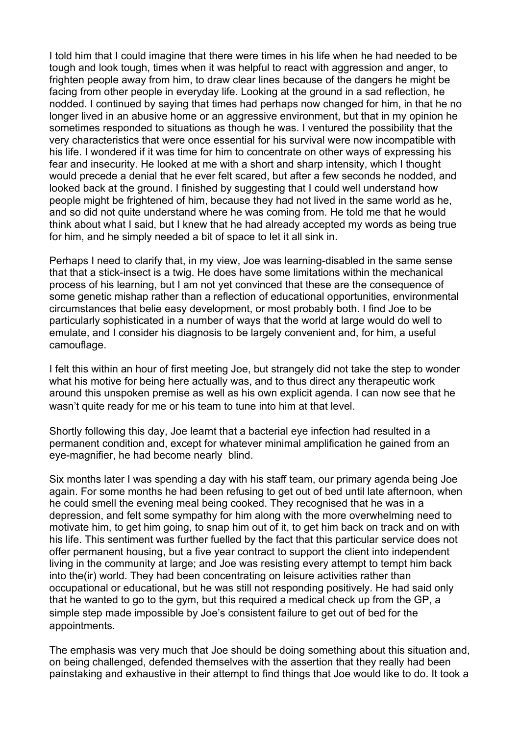I told him that I could imagine that there were times in his life when he had needed to be tough and look tough, times when it was helpful to react with aggression and anger, to frighten people away from him, to draw clear lines because of the dangers he might be facing from other people in everyday life. Looking at the ground in a sad reflection, he nodded. I continued by saying that times had perhaps now changed for him, in that he no longer lived in an abusive home or an aggressive environment, but that in my opinion he sometimes responded to situations as though he was. I ventured the possibility that the very characteristics that were once essential for his survival were now incompatible with his life. I wondered if it was time for him to concentrate on other ways of expressing his fear and insecurity. He looked at me with a short and sharp intensity, which I thought would precede a denial that he ever felt scared, but after a few seconds he nodded, and looked back at the ground. I finished by suggesting that I could well understand how people might be frightened of him, because they had not lived in the same world as he, and so did not quite understand where he was coming from. He told me that he would think about what I said, but I knew that he had already accepted my words as being true for him, and he simply needed a bit of space to let it all sink in.

Perhaps I need to clarify that, in my view, Joe was learning-disabled in the same sense that that a stick-insect is a twig. He does have some limitations within the mechanical process of his learning, but I am not yet convinced that these are the consequence of some genetic mishap rather than a reflection of educational opportunities, environmental circumstances that belie easy development, or most probably both. I find Joe to be particularly sophisticated in a number of ways that the world at large would do well to emulate, and I consider his diagnosis to be largely convenient and, for him, a useful camouflage.

I felt this within an hour of first meeting Joe, but strangely did not take the step to wonder what his motive for being here actually was, and to thus direct any therapeutic work around this unspoken premise as well as his own explicit agenda. I can now see that he wasn't quite ready for me or his team to tune into him at that level.

Shortly following this day, Joe learnt that a bacterial eye infection had resulted in a permanent condition and, except for whatever minimal amplification he gained from an eye-magnifier, he had become nearly blind.

Six months later I was spending a day with his staff team, our primary agenda being Joe again. For some months he had been refusing to get out of bed until late afternoon, when he could smell the evening meal being cooked. They recognised that he was in a depression, and felt some sympathy for him along with the more overwhelming need to motivate him, to get him going, to snap him out of it, to get him back on track and on with his life. This sentiment was further fuelled by the fact that this particular service does not offer permanent housing, but a five year contract to support the client into independent living in the community at large; and Joe was resisting every attempt to tempt him back into the(ir) world. They had been concentrating on leisure activities rather than occupational or educational, but he was still not responding positively. He had said only that he wanted to go to the gym, but this required a medical check up from the GP, a simple step made impossible by Joe's consistent failure to get out of bed for the appointments.

The emphasis was very much that Joe should be doing something about this situation and, on being challenged, defended themselves with the assertion that they really had been painstaking and exhaustive in their attempt to find things that Joe would like to do. It took a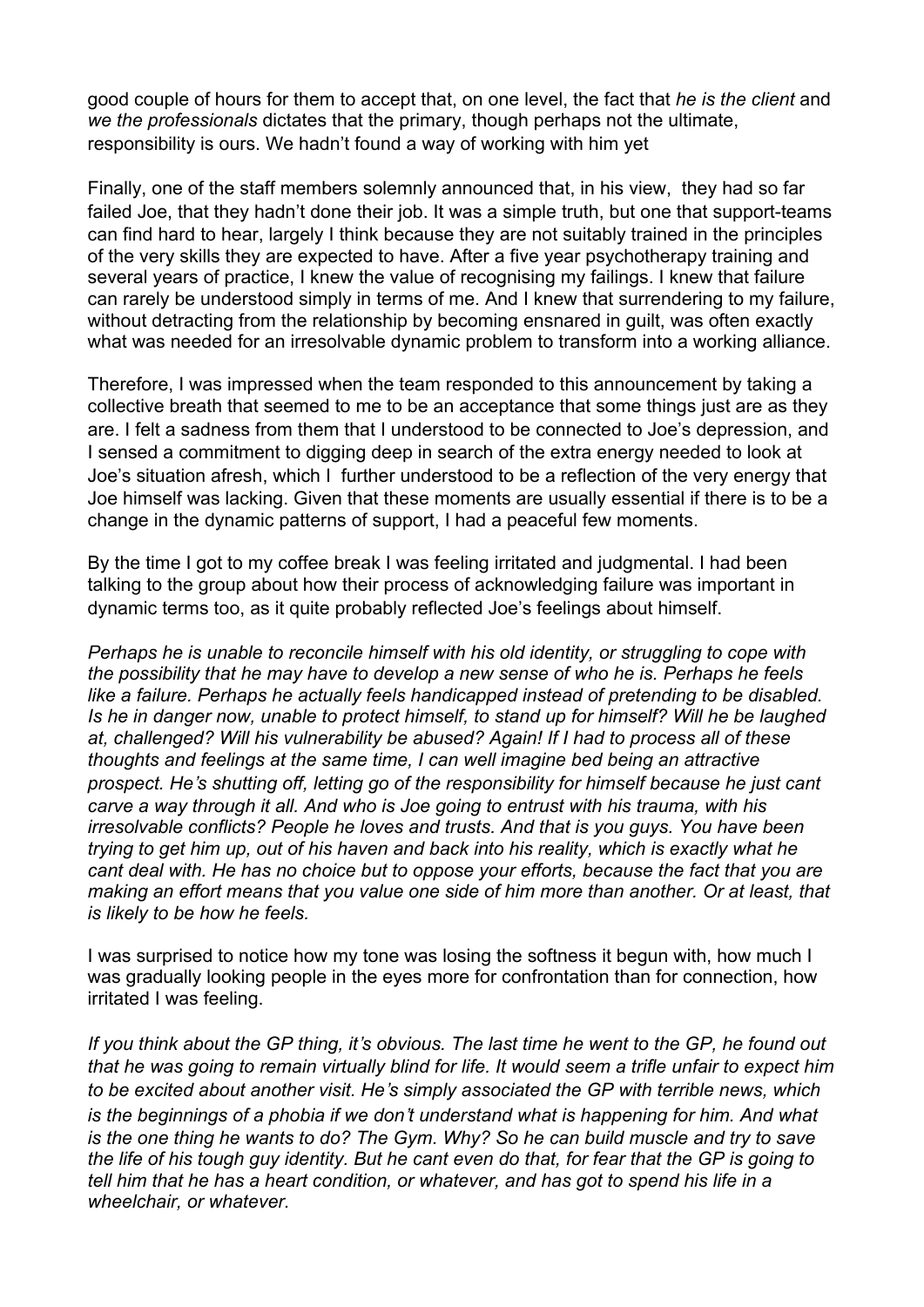good couple of hours for them to accept that, on one level, the fact that *he is the client* and *we the professionals* dictates that the primary, though perhaps not the ultimate, responsibility is ours. We hadn't found a way of working with him yet

Finally, one of the staff members solemnly announced that, in his view, they had so far failed Joe, that they hadn't done their job. It was a simple truth, but one that support-teams can find hard to hear, largely I think because they are not suitably trained in the principles of the very skills they are expected to have. After a five year psychotherapy training and several years of practice, I knew the value of recognising my failings. I knew that failure can rarely be understood simply in terms of me. And I knew that surrendering to my failure, without detracting from the relationship by becoming ensnared in guilt, was often exactly what was needed for an irresolvable dynamic problem to transform into a working alliance.

Therefore, I was impressed when the team responded to this announcement by taking a collective breath that seemed to me to be an acceptance that some things just are as they are. I felt a sadness from them that I understood to be connected to Joe's depression, and I sensed a commitment to digging deep in search of the extra energy needed to look at Joe's situation afresh, which I further understood to be a reflection of the very energy that Joe himself was lacking. Given that these moments are usually essential if there is to be a change in the dynamic patterns of support, I had a peaceful few moments.

By the time I got to my coffee break I was feeling irritated and judgmental. I had been talking to the group about how their process of acknowledging failure was important in dynamic terms too, as it quite probably reflected Joe's feelings about himself.

*Perhaps he is unable to reconcile himself with his old identity, or struggling to cope with the possibility that he may have to develop a new sense of who he is. Perhaps he feels like a failure. Perhaps he actually feels handicapped instead of pretending to be disabled. Is he in danger now, unable to protect himself, to stand up for himself? Will he be laughed at, challenged? Will his vulnerability be abused? Again! If I had to process all of these thoughts and feelings at the same time, I can well imagine bed being an attractive prospect. He's shutting off, letting go of the responsibility for himself because he just cant carve a way through it all. And who is Joe going to entrust with his trauma, with his irresolvable conflicts? People he loves and trusts. And that is you guys. You have been trying to get him up, out of his haven and back into his reality, which is exactly what he cant deal with. He has no choice but to oppose your efforts, because the fact that you are making an effort means that you value one side of him more than another. Or at least, that is likely to be how he feels.*

I was surprised to notice how my tone was losing the softness it begun with, how much I was gradually looking people in the eyes more for confrontation than for connection, how irritated I was feeling.

*If you think about the GP thing, it's obvious. The last time he went to the GP, he found out that he was going to remain virtually blind for life. It would seem a trifle unfair to expect him to be excited about another visit. He's simply associated the GP with terrible news, which is the beginnings of a phobia if we don't understand what is happening for him. And what is the one thing he wants to do? The Gym. Why? So he can build muscle and try to save the life of his tough guy identity. But he cant even do that, for fear that the GP is going to tell him that he has a heart condition, or whatever, and has got to spend his life in a wheelchair, or whatever.*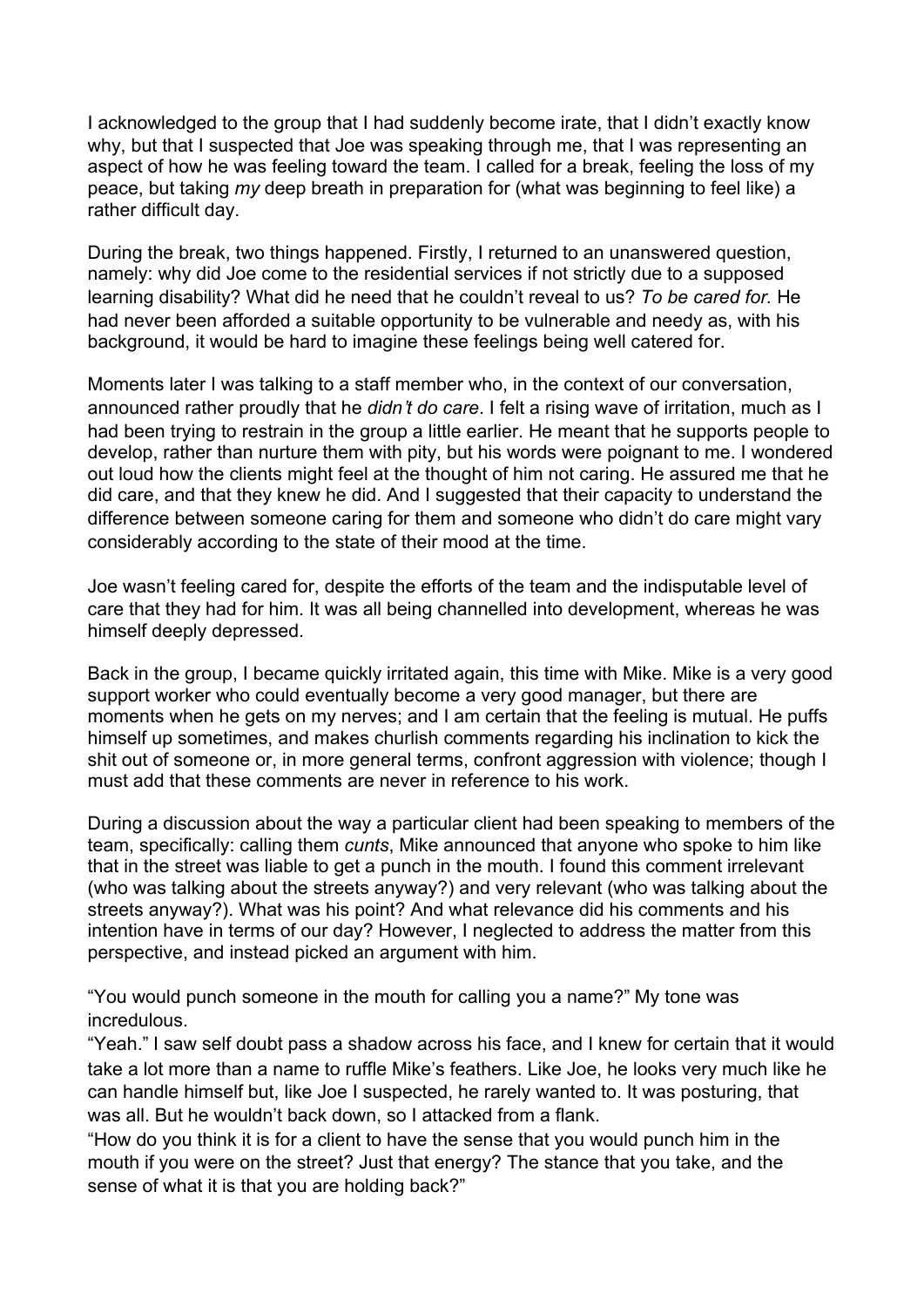I acknowledged to the group that I had suddenly become irate, that I didn't exactly know why, but that I suspected that Joe was speaking through me, that I was representing an aspect of how he was feeling toward the team. I called for a break, feeling the loss of my peace, but taking *my* deep breath in preparation for (what was beginning to feel like) a rather difficult day.

During the break, two things happened. Firstly, I returned to an unanswered question, namely: why did Joe come to the residential services if not strictly due to a supposed learning disability? What did he need that he couldn't reveal to us? *To be cared for.* He had never been afforded a suitable opportunity to be vulnerable and needy as, with his background, it would be hard to imagine these feelings being well catered for.

Moments later I was talking to a staff member who, in the context of our conversation, announced rather proudly that he *didn't do care*. I felt a rising wave of irritation, much as I had been trying to restrain in the group a little earlier. He meant that he supports people to develop, rather than nurture them with pity, but his words were poignant to me. I wondered out loud how the clients might feel at the thought of him not caring. He assured me that he did care, and that they knew he did. And I suggested that their capacity to understand the difference between someone caring for them and someone who didn't do care might vary considerably according to the state of their mood at the time.

Joe wasn't feeling cared for, despite the efforts of the team and the indisputable level of care that they had for him. It was all being channelled into development, whereas he was himself deeply depressed.

Back in the group, I became quickly irritated again, this time with Mike. Mike is a very good support worker who could eventually become a very good manager, but there are moments when he gets on my nerves; and I am certain that the feeling is mutual. He puffs himself up sometimes, and makes churlish comments regarding his inclination to kick the shit out of someone or, in more general terms, confront aggression with violence; though I must add that these comments are never in reference to his work.

During a discussion about the way a particular client had been speaking to members of the team, specifically: calling them *cunts*, Mike announced that anyone who spoke to him like that in the street was liable to get a punch in the mouth. I found this comment irrelevant (who was talking about the streets anyway?) and very relevant (who was talking about the streets anyway?). What was his point? And what relevance did his comments and his intention have in terms of our day? However, I neglected to address the matter from this perspective, and instead picked an argument with him.

"You would punch someone in the mouth for calling you a name?" My tone was incredulous.

"Yeah." I saw self doubt pass a shadow across his face, and I knew for certain that it would take a lot more than a name to ruffle Mike's feathers. Like Joe, he looks very much like he can handle himself but, like Joe I suspected, he rarely wanted to. It was posturing, that was all. But he wouldn't back down, so I attacked from a flank.

"How do you think it is for a client to have the sense that you would punch him in the mouth if you were on the street? Just that energy? The stance that you take, and the sense of what it is that you are holding back?"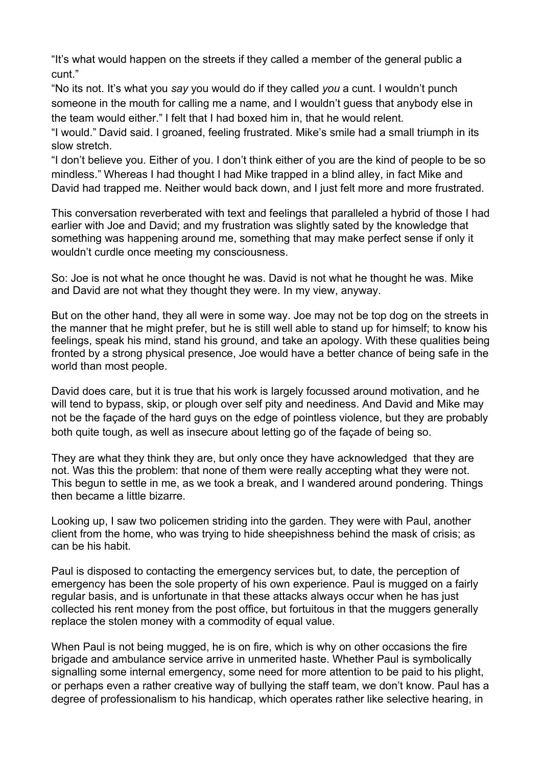"It's what would happen on the streets if they called a member of the general public a cunt."

"No its not. It's what you *say* you would do if they called *you* a cunt. I wouldn't punch someone in the mouth for calling me a name, and I wouldn't guess that anybody else in the team would either." I felt that I had boxed him in, that he would relent.

"I would." David said. I groaned, feeling frustrated. Mike's smile had a small triumph in its slow stretch.

"I don't believe you. Either of you. I don't think either of you are the kind of people to be so mindless." Whereas I had thought I had Mike trapped in a blind alley, in fact Mike and David had trapped me. Neither would back down, and I just felt more and more frustrated.

This conversation reverberated with text and feelings that paralleled a hybrid of those I had earlier with Joe and David; and my frustration was slightly sated by the knowledge that something was happening around me, something that may make perfect sense if only it wouldn't curdle once meeting my consciousness.

So: Joe is not what he once thought he was. David is not what he thought he was. Mike and David are not what they thought they were. In my view, anyway.

But on the other hand, they all were in some way. Joe may not be top dog on the streets in the manner that he might prefer, but he is still well able to stand up for himself; to know his feelings, speak his mind, stand his ground, and take an apology. With these qualities being fronted by a strong physical presence, Joe would have a better chance of being safe in the world than most people.

David does care, but it is true that his work is largely focussed around motivation, and he will tend to bypass, skip, or plough over self pity and neediness. And David and Mike may not be the façade of the hard guys on the edge of pointless violence, but they are probably both quite tough, as well as insecure about letting go of the façade of being so.

They are what they think they are, but only once they have acknowledged that they are not. Was this the problem: that none of them were really accepting what they were not. This begun to settle in me, as we took a break, and I wandered around pondering. Things then became a little bizarre.

Looking up, I saw two policemen striding into the garden. They were with Paul, another client from the home, who was trying to hide sheepishness behind the mask of crisis; as can be his habit.

Paul is disposed to contacting the emergency services but, to date, the perception of emergency has been the sole property of his own experience. Paul is mugged on a fairly regular basis, and is unfortunate in that these attacks always occur when he has just collected his rent money from the post office, but fortuitous in that the muggers generally replace the stolen money with a commodity of equal value.

When Paul is not being mugged, he is on fire, which is why on other occasions the fire brigade and ambulance service arrive in unmerited haste. Whether Paul is symbolically signalling some internal emergency, some need for more attention to be paid to his plight, or perhaps even a rather creative way of bullying the staff team, we don't know. Paul has a degree of professionalism to his handicap, which operates rather like selective hearing, in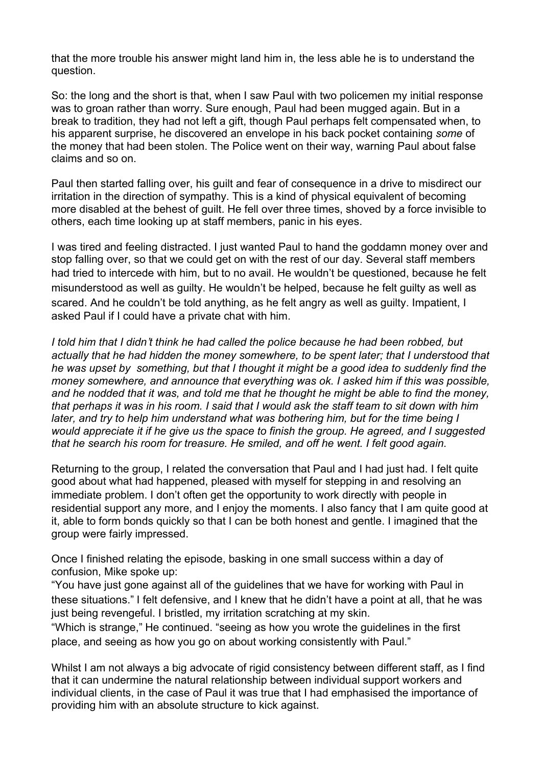that the more trouble his answer might land him in, the less able he is to understand the question.

So: the long and the short is that, when I saw Paul with two policemen my initial response was to groan rather than worry. Sure enough, Paul had been mugged again. But in a break to tradition, they had not left a gift, though Paul perhaps felt compensated when, to his apparent surprise, he discovered an envelope in his back pocket containing *some* of the money that had been stolen. The Police went on their way, warning Paul about false claims and so on.

Paul then started falling over, his guilt and fear of consequence in a drive to misdirect our irritation in the direction of sympathy. This is a kind of physical equivalent of becoming more disabled at the behest of guilt. He fell over three times, shoved by a force invisible to others, each time looking up at staff members, panic in his eyes.

I was tired and feeling distracted. I just wanted Paul to hand the goddamn money over and stop falling over, so that we could get on with the rest of our day. Several staff members had tried to intercede with him, but to no avail. He wouldn't be questioned, because he felt misunderstood as well as guilty. He wouldn't be helped, because he felt guilty as well as scared. And he couldn't be told anything, as he felt angry as well as guilty. Impatient, I asked Paul if I could have a private chat with him.

*I told him that I didn't think he had called the police because he had been robbed, but actually that he had hidden the money somewhere, to be spent later; that I understood that he was upset by something, but that I thought it might be a good idea to suddenly find the money somewhere, and announce that everything was ok. I asked him if this was possible, and he nodded that it was, and told me that he thought he might be able to find the money, that perhaps it was in his room. I said that I would ask the staff team to sit down with him later, and try to help him understand what was bothering him, but for the time being I would appreciate it if he give us the space to finish the group. He agreed, and I suggested that he search his room for treasure. He smiled, and off he went. I felt good again.*

Returning to the group, I related the conversation that Paul and I had just had. I felt quite good about what had happened, pleased with myself for stepping in and resolving an immediate problem. I don't often get the opportunity to work directly with people in residential support any more, and I enjoy the moments. I also fancy that I am quite good at it, able to form bonds quickly so that I can be both honest and gentle. I imagined that the group were fairly impressed.

Once I finished relating the episode, basking in one small success within a day of confusion, Mike spoke up:
"You have just gone against all of the guidelines that we have for working with Paul in these situations." I felt defensive, and I knew that he didn't have a point at all, that he was just being revengeful. I bristled, my irritation scratching at my skin.
"Which is strange," He continued. "seeing as how you wrote the guidelines in the first place, and seeing as how you go on about working consistently with Paul."

Whilst I am not always a big advocate of rigid consistency between different staff, as I find that it can undermine the natural relationship between individual support workers and individual clients, in the case of Paul it was true that I had emphasised the importance of providing him with an absolute structure to kick against.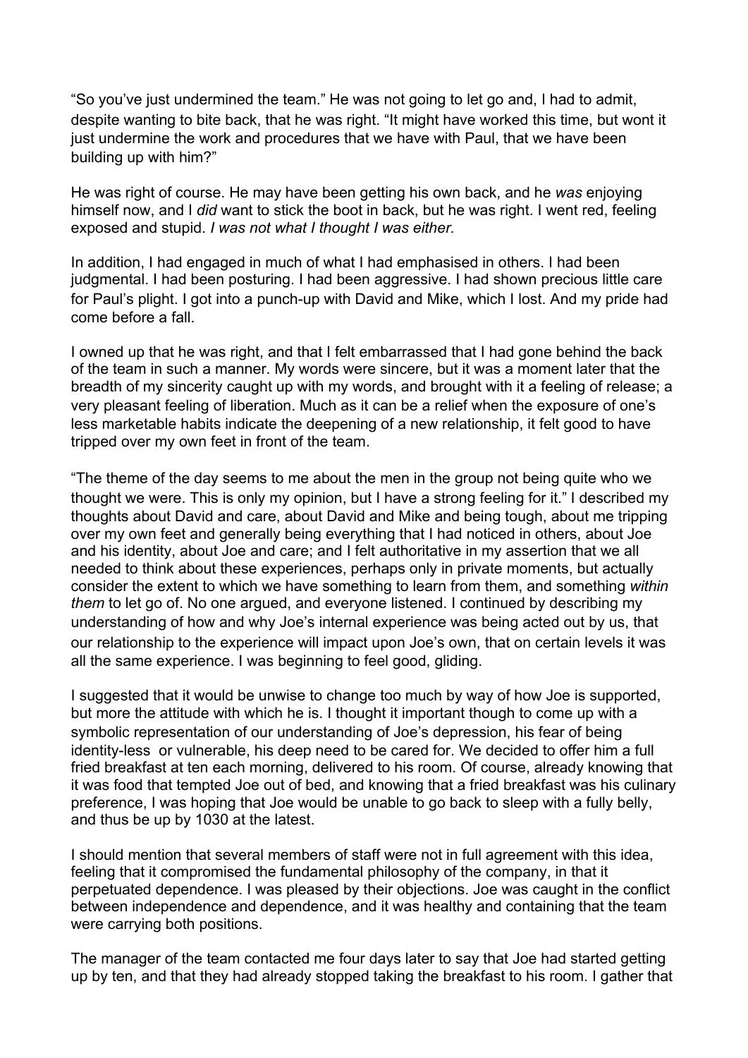"So you've just undermined the team." He was not going to let go and, I had to admit, despite wanting to bite back, that he was right. "It might have worked this time, but wont it just undermine the work and procedures that we have with Paul, that we have been building up with him?"

He was right of course. He may have been getting his own back, and he *was* enjoying himself now, and I *did* want to stick the boot in back, but he was right. I went red, feeling exposed and stupid. *I was not what I thought I was either.*

In addition, I had engaged in much of what I had emphasised in others. I had been judgmental. I had been posturing. I had been aggressive. I had shown precious little care for Paul's plight. I got into a punch-up with David and Mike, which I lost. And my pride had come before a fall.

I owned up that he was right, and that I felt embarrassed that I had gone behind the back of the team in such a manner. My words were sincere, but it was a moment later that the breadth of my sincerity caught up with my words, and brought with it a feeling of release; a very pleasant feeling of liberation. Much as it can be a relief when the exposure of one's less marketable habits indicate the deepening of a new relationship, it felt good to have tripped over my own feet in front of the team.

"The theme of the day seems to me about the men in the group not being quite who we thought we were. This is only my opinion, but I have a strong feeling for it." I described my thoughts about David and care, about David and Mike and being tough, about me tripping over my own feet and generally being everything that I had noticed in others, about Joe and his identity, about Joe and care; and I felt authoritative in my assertion that we all needed to think about these experiences, perhaps only in private moments, but actually consider the extent to which we have something to learn from them, and something *within them* to let go of. No one argued, and everyone listened. I continued by describing my understanding of how and why Joe's internal experience was being acted out by us, that our relationship to the experience will impact upon Joe's own, that on certain levels it was all the same experience. I was beginning to feel good, gliding.

I suggested that it would be unwise to change too much by way of how Joe is supported, but more the attitude with which he is. I thought it important though to come up with a symbolic representation of our understanding of Joe's depression, his fear of being identity-less or vulnerable, his deep need to be cared for. We decided to offer him a full fried breakfast at ten each morning, delivered to his room. Of course, already knowing that it was food that tempted Joe out of bed, and knowing that a fried breakfast was his culinary preference, I was hoping that Joe would be unable to go back to sleep with a fully belly, and thus be up by 1030 at the latest.

I should mention that several members of staff were not in full agreement with this idea, feeling that it compromised the fundamental philosophy of the company, in that it perpetuated dependence. I was pleased by their objections. Joe was caught in the conflict between independence and dependence, and it was healthy and containing that the team were carrying both positions.

The manager of the team contacted me four days later to say that Joe had started getting up by ten, and that they had already stopped taking the breakfast to his room. I gather that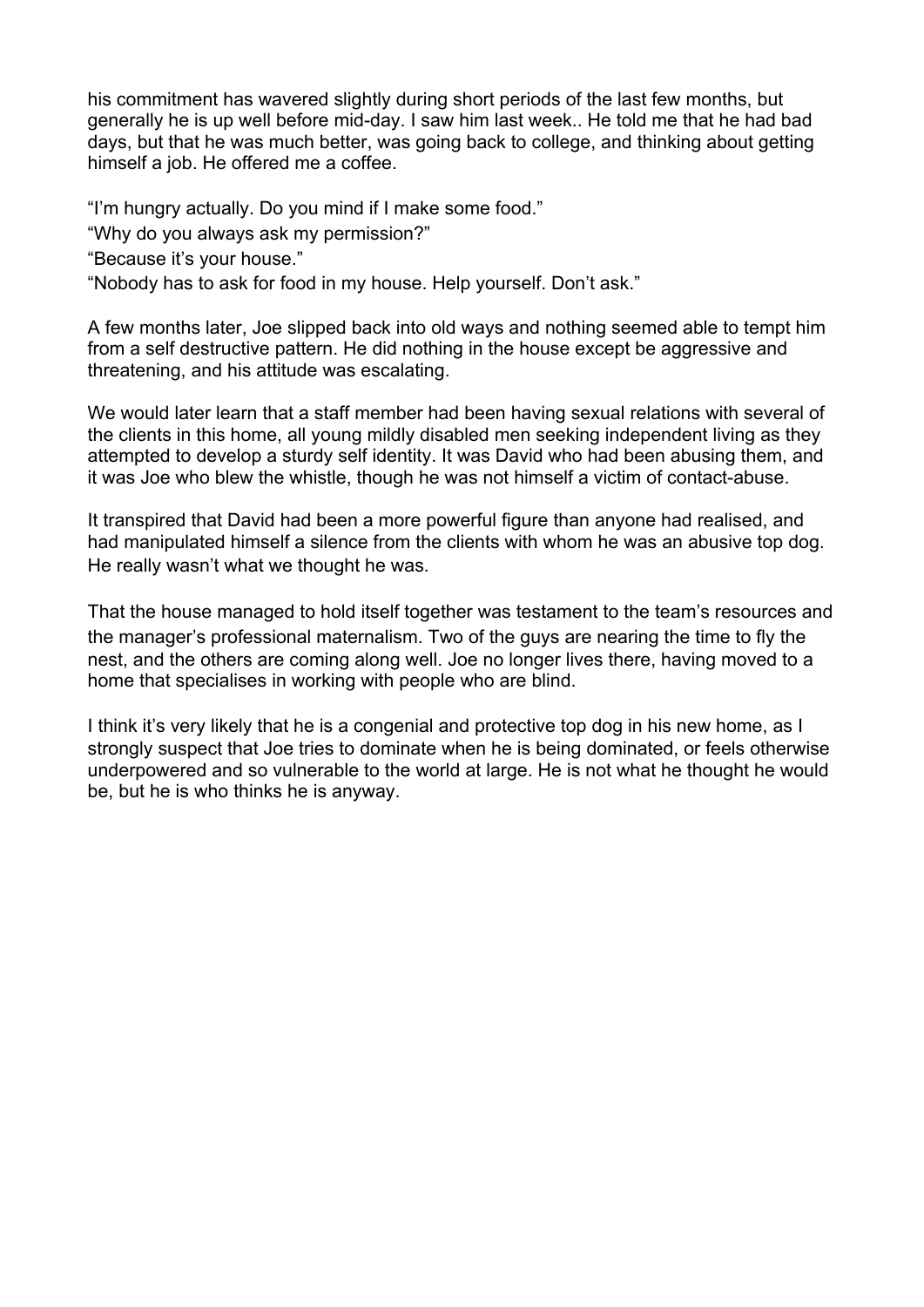his commitment has wavered slightly during short periods of the last few months, but generally he is up well before mid-day. I saw him last week.. He told me that he had bad days, but that he was much better, was going back to college, and thinking about getting himself a job. He offered me a coffee.

"I'm hungry actually. Do you mind if I make some food."
"Why do you always ask my permission?"
"Because it's your house."
"Nobody has to ask for food in my house. Help yourself. Don't ask."

A few months later, Joe slipped back into old ways and nothing seemed able to tempt him from a self destructive pattern. He did nothing in the house except be aggressive and threatening, and his attitude was escalating.

We would later learn that a staff member had been having sexual relations with several of the clients in this home, all young mildly disabled men seeking independent living as they attempted to develop a sturdy self identity. It was David who had been abusing them, and it was Joe who blew the whistle, though he was not himself a victim of contact-abuse.

It transpired that David had been a more powerful figure than anyone had realised, and had manipulated himself a silence from the clients with whom he was an abusive top dog. He really wasn't what we thought he was.

That the house managed to hold itself together was testament to the team's resources and the manager's professional maternalism. Two of the guys are nearing the time to fly the nest, and the others are coming along well. Joe no longer lives there, having moved to a home that specialises in working with people who are blind.

I think it's very likely that he is a congenial and protective top dog in his new home, as I strongly suspect that Joe tries to dominate when he is being dominated, or feels otherwise underpowered and so vulnerable to the world at large. He is not what he thought he would be, but he is who thinks he is anyway.